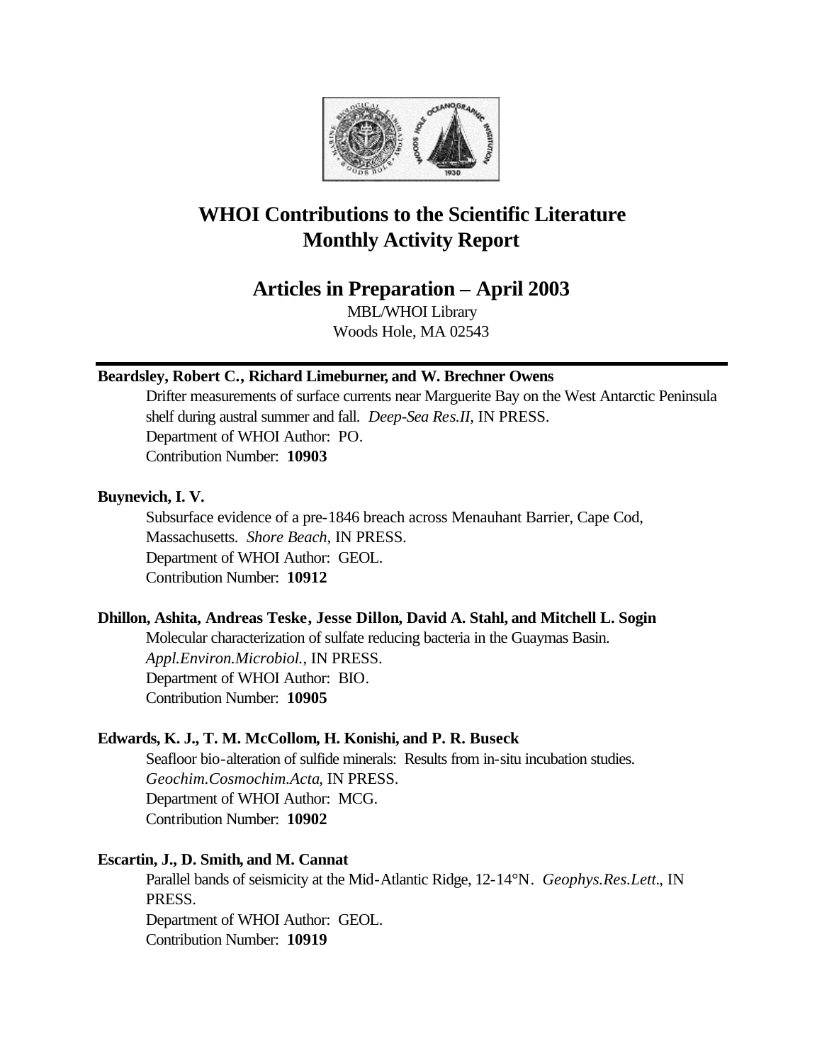# WHOI Contributions to the Scientific Literature
# Monthly Activity Report

## Articles in Preparation – April 2003

MBL/WHOI Library
Woods Hole, MA 02543

---

**Beardsley, Robert C., Richard Limeburner, and W. Brechner Owens**

Drifter measurements of surface currents near Marguerite Bay on the West Antarctic Peninsula shelf during austral summer and fall. *Deep-Sea Res.II*, IN PRESS.
Department of WHOI Author: PO.
Contribution Number: **10903**

**Buynevich, I. V.**

Subsurface evidence of a pre-1846 breach across Menauhant Barrier, Cape Cod, Massachusetts. *Shore Beach*, IN PRESS.
Department of WHOI Author: GEOL.
Contribution Number: **10912**

**Dhillon, Ashita, Andreas Teske, Jesse Dillon, David A. Stahl, and Mitchell L. Sogin**

Molecular characterization of sulfate reducing bacteria in the Guaymas Basin. *Appl.Environ.Microbiol.*, IN PRESS.
Department of WHOI Author: BIO.
Contribution Number: **10905**

**Edwards, K. J., T. M. McCollom, H. Konishi, and P. R. Buseck**

Seafloor bio-alteration of sulfide minerals: Results from in-situ incubation studies. *Geochim.Cosmochim.Acta*, IN PRESS.
Department of WHOI Author: MCG.
Contribution Number: **10902**

**Escartin, J., D. Smith, and M. Cannat**

Parallel bands of seismicity at the Mid-Atlantic Ridge, 12-14°N. *Geophys.Res.Lett.*, IN PRESS.
Department of WHOI Author: GEOL.
Contribution Number: **10919**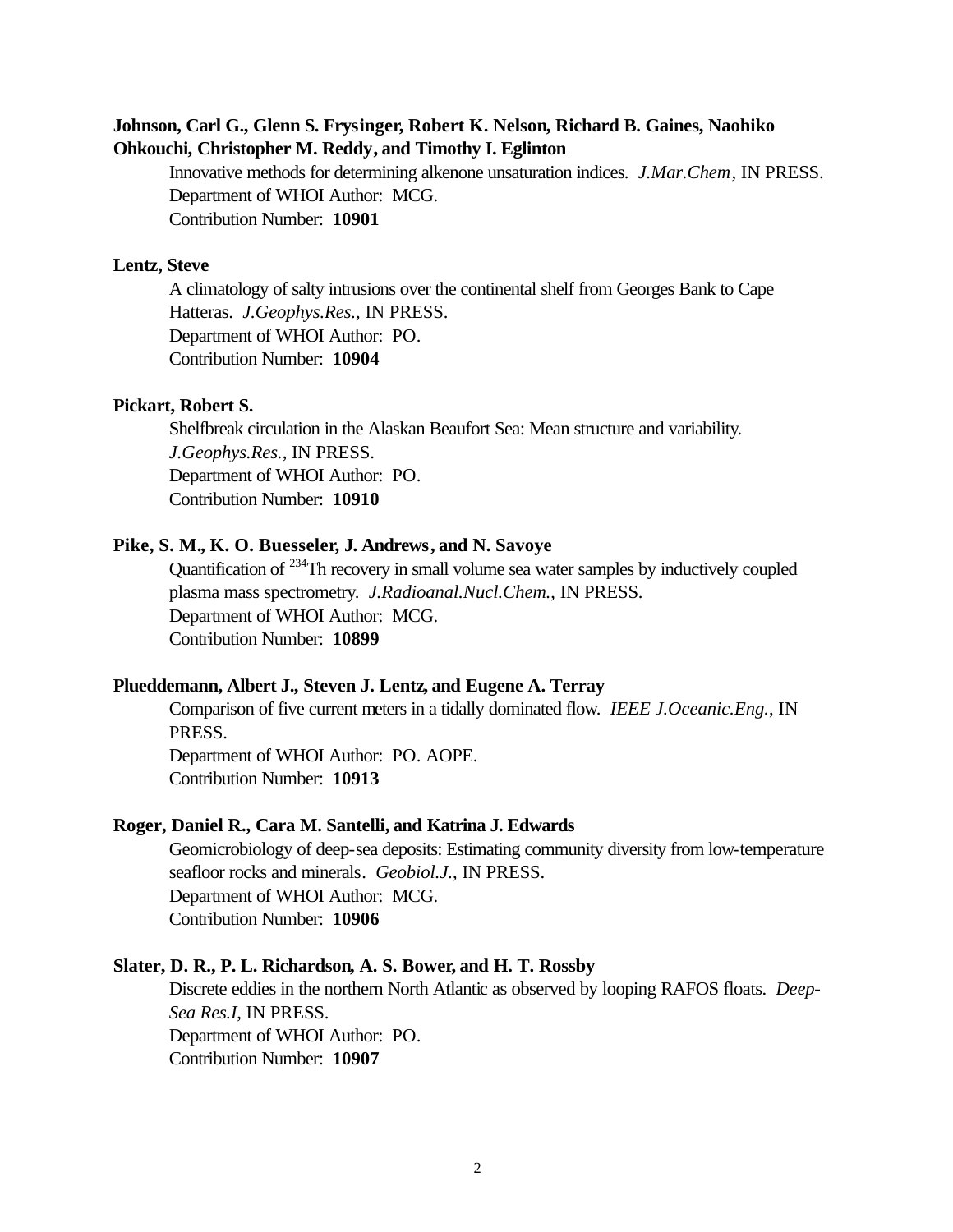**Johnson, Carl G., Glenn S. Frysinger, Robert K. Nelson, Richard B. Gaines, Naohiko Ohkouchi, Christopher M. Reddy, and Timothy I. Eglinton**

Innovative methods for determining alkenone unsaturation indices. *J.Mar.Chem*, IN PRESS.
Department of WHOI Author: MCG.
Contribution Number: **10901**

**Lentz, Steve**

A climatology of salty intrusions over the continental shelf from Georges Bank to Cape Hatteras. *J.Geophys.Res.*, IN PRESS.
Department of WHOI Author: PO.
Contribution Number: **10904**

**Pickart, Robert S.**

Shelfbreak circulation in the Alaskan Beaufort Sea: Mean structure and variability. *J.Geophys.Res.*, IN PRESS.
Department of WHOI Author: PO.
Contribution Number: **10910**

**Pike, S. M., K. O. Buesseler, J. Andrews, and N. Savoye**

Quantification of $^{234}$Th recovery in small volume sea water samples by inductively coupled plasma mass spectrometry. *J.Radioanal.Nucl.Chem.*, IN PRESS.
Department of WHOI Author: MCG.
Contribution Number: **10899**

**Plueddemann, Albert J., Steven J. Lentz, and Eugene A. Terray**

Comparison of five current meters in a tidally dominated flow. *IEEE J.Oceanic.Eng.*, IN PRESS.
Department of WHOI Author: PO. AOPE.
Contribution Number: **10913**

**Roger, Daniel R., Cara M. Santelli, and Katrina J. Edwards**

Geomicrobiology of deep-sea deposits: Estimating community diversity from low-temperature seafloor rocks and minerals. *Geobiol.J.*, IN PRESS.
Department of WHOI Author: MCG.
Contribution Number: **10906**

**Slater, D. R., P. L. Richardson, A. S. Bower, and H. T. Rossby**

Discrete eddies in the northern North Atlantic as observed by looping RAFOS floats. *Deep-Sea Res.I*, IN PRESS.
Department of WHOI Author: PO.
Contribution Number: **10907**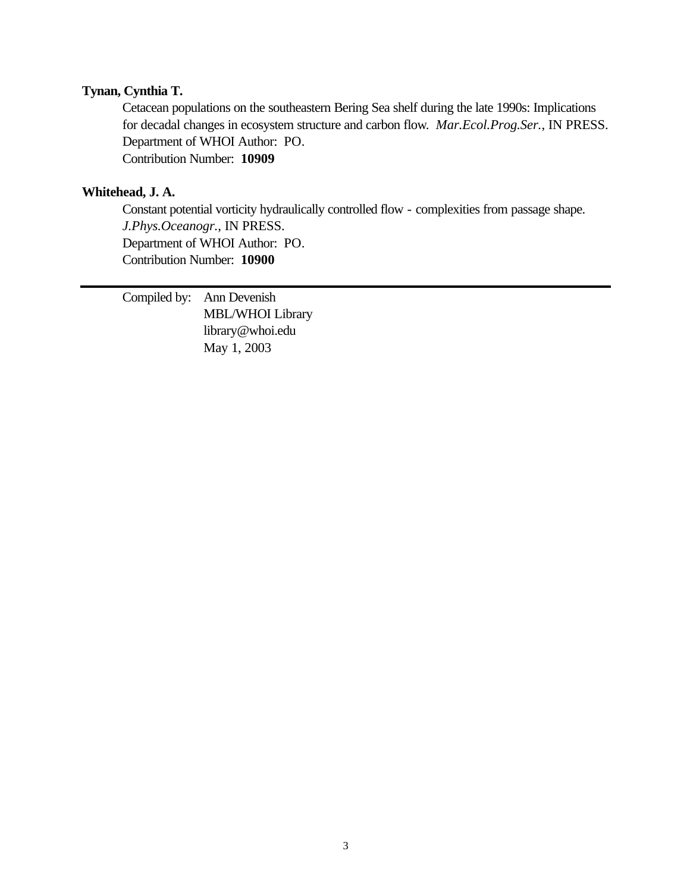**Tynan, Cynthia T.**

Cetacean populations on the southeastern Bering Sea shelf during the late 1990s: Implications for decadal changes in ecosystem structure and carbon flow. *Mar.Ecol.Prog.Ser.*, IN PRESS.
Department of WHOI Author: PO.
Contribution Number: **10909**

**Whitehead, J. A.**

Constant potential vorticity hydraulically controlled flow - complexities from passage shape. *J.Phys.Oceanogr.*, IN PRESS.
Department of WHOI Author: PO.
Contribution Number: **10900**

---

Compiled by: Ann Devenish
MBL/WHOI Library
library@whoi.edu
May 1, 2003